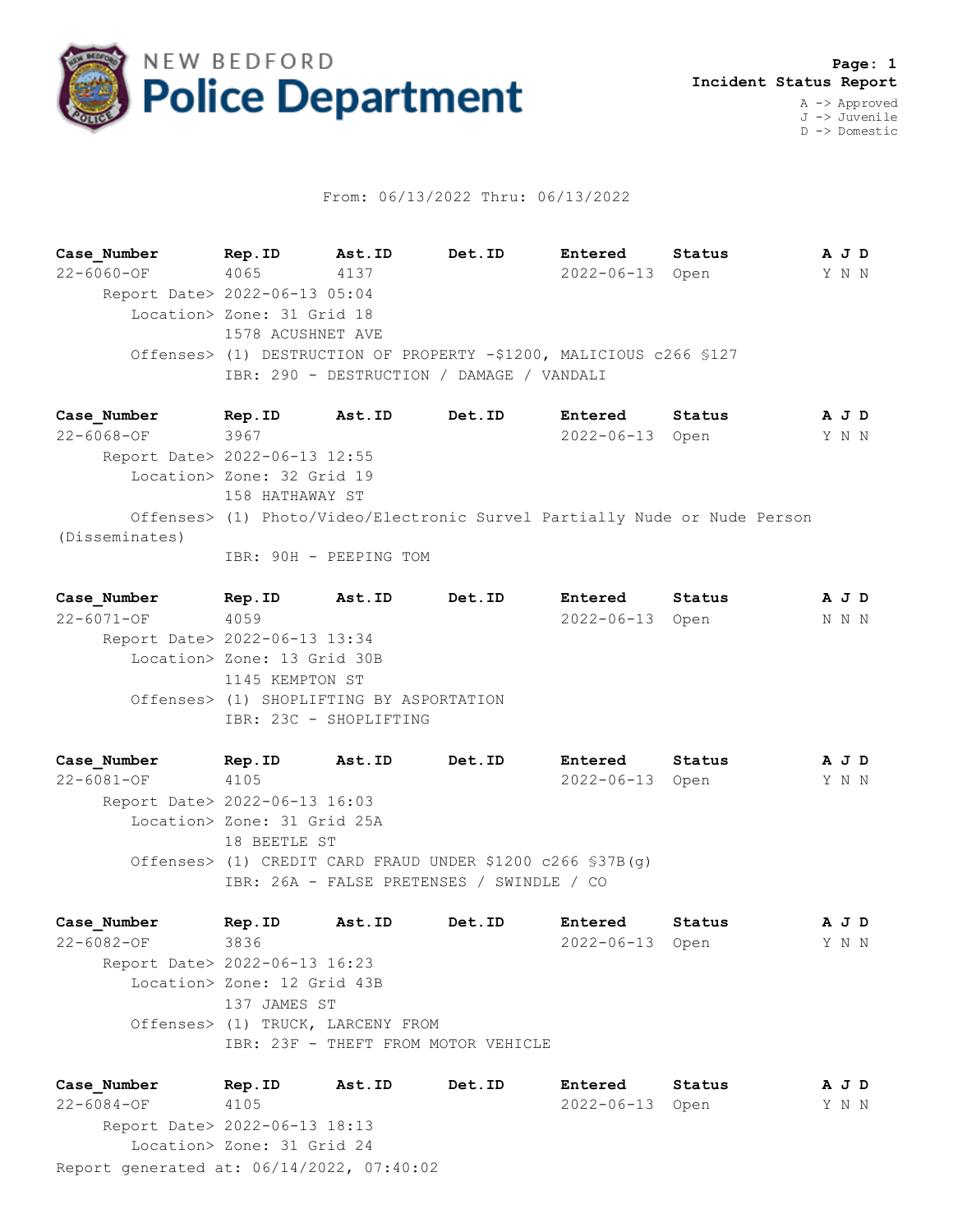# NEW BEDFORD Police Department

**Page: 1**
**Incident Status Report**

A -> Approved
J -> Juvenile
D -> Domestic

From: 06/13/2022 Thru: 06/13/2022

| Case_Number | Rep.ID | Ast.ID | Det.ID | Entered | Status | A J D |
|---|---|---|---|---|---|---|
| 22-6060-OF | 4065 | 4137 | | 2022-06-13 | Open | Y N N |

Report Date> 2022-06-13 05:04
Location> Zone: 31 Grid 18
1578 ACUSHNET AVE
Offenses> (1) DESTRUCTION OF PROPERTY -$1200, MALICIOUS c266 §127
IBR: 290 - DESTRUCTION / DAMAGE / VANDALI

| Case_Number | Rep.ID | Ast.ID | Det.ID | Entered | Status | A J D |
|---|---|---|---|---|---|---|
| 22-6068-OF | 3967 | | | 2022-06-13 | Open | Y N N |

Report Date> 2022-06-13 12:55
Location> Zone: 32 Grid 19
158 HATHAWAY ST
Offenses> (1) Photo/Video/Electronic Survel Partially Nude or Nude Person (Disseminates)
IBR: 90H - PEEPING TOM

| Case_Number | Rep.ID | Ast.ID | Det.ID | Entered | Status | A J D |
|---|---|---|---|---|---|---|
| 22-6071-OF | 4059 | | | 2022-06-13 | Open | N N N |

Report Date> 2022-06-13 13:34
Location> Zone: 13 Grid 30B
1145 KEMPTON ST
Offenses> (1) SHOPLIFTING BY ASPORTATION
IBR: 23C - SHOPLIFTING

| Case_Number | Rep.ID | Ast.ID | Det.ID | Entered | Status | A J D |
|---|---|---|---|---|---|---|
| 22-6081-OF | 4105 | | | 2022-06-13 | Open | Y N N |

Report Date> 2022-06-13 16:03
Location> Zone: 31 Grid 25A
18 BEETLE ST
Offenses> (1) CREDIT CARD FRAUD UNDER $1200 c266 §37B(g)
IBR: 26A - FALSE PRETENSES / SWINDLE / CO

| Case_Number | Rep.ID | Ast.ID | Det.ID | Entered | Status | A J D |
|---|---|---|---|---|---|---|
| 22-6082-OF | 3836 | | | 2022-06-13 | Open | Y N N |

Report Date> 2022-06-13 16:23
Location> Zone: 12 Grid 43B
137 JAMES ST
Offenses> (1) TRUCK, LARCENY FROM
IBR: 23F - THEFT FROM MOTOR VEHICLE

| Case_Number | Rep.ID | Ast.ID | Det.ID | Entered | Status | A J D |
|---|---|---|---|---|---|---|
| 22-6084-OF | 4105 | | | 2022-06-13 | Open | Y N N |

Report Date> 2022-06-13 18:13
Location> Zone: 31 Grid 24

Report generated at: 06/14/2022, 07:40:02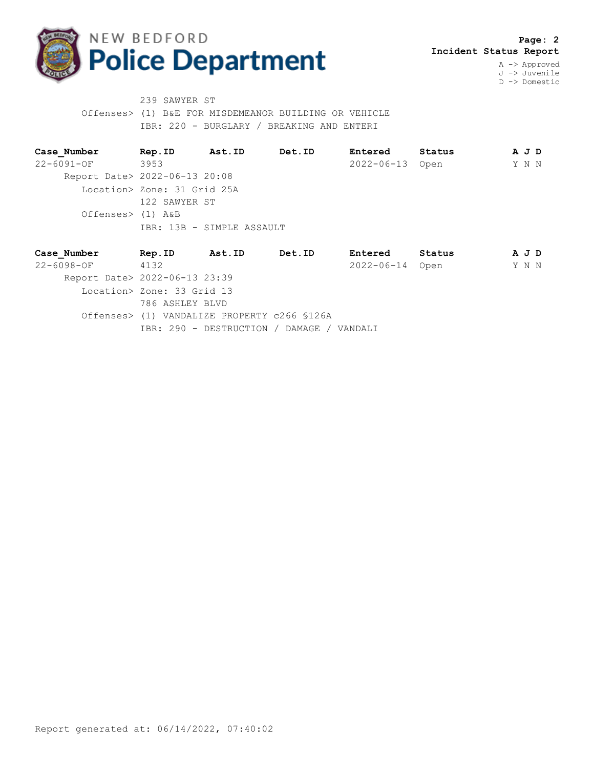239 SAWYER ST
Offenses> (1) B&E FOR MISDEMEANOR BUILDING OR VEHICLE
IBR: 220 - BURGLARY / BREAKING AND ENTERI

| Case_Number | Rep.ID | Ast.ID | Det.ID | Entered | Status | A J D |
|---|---|---|---|---|---|---|
| 22-6091-OF | 3953 | | | 2022-06-13 | Open | Y N N |

Report Date> 2022-06-13 20:08
Location> Zone: 31 Grid 25A
122 SAWYER ST
Offenses> (1) A&B
IBR: 13B - SIMPLE ASSAULT

| Case_Number | Rep.ID | Ast.ID | Det.ID | Entered | Status | A J D |
|---|---|---|---|---|---|---|
| 22-6098-OF | 4132 | | | 2022-06-14 | Open | Y N N |

Report Date> 2022-06-13 23:39
Location> Zone: 33 Grid 13
786 ASHLEY BLVD
Offenses> (1) VANDALIZE PROPERTY c266 §126A
IBR: 290 - DESTRUCTION / DAMAGE / VANDALI

Report generated at: 06/14/2022, 07:40:02